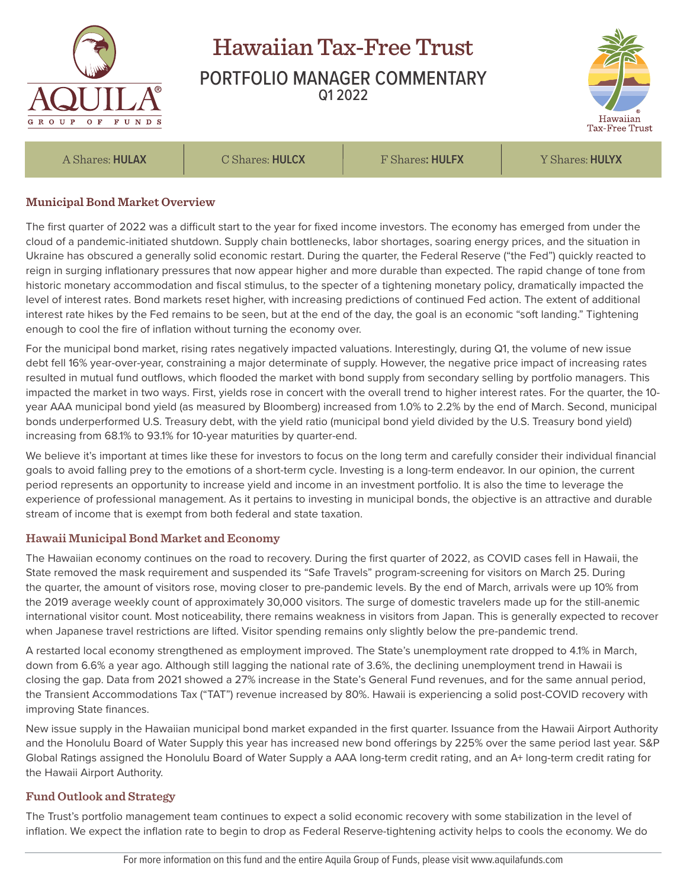# Hawaiian Tax-Free Trust

## PORTFOLIO MANAGER COMMENTARY

Q1 2022

| A Shares: **HULAX** | C Shares: **HULCX** | F Shares: **HULFX** | Y Shares: **HULYX** |
|---|---|---|---|

### Municipal Bond Market Overview

The first quarter of 2022 was a difficult start to the year for fixed income investors. The economy has emerged from under the cloud of a pandemic-initiated shutdown. Supply chain bottlenecks, labor shortages, soaring energy prices, and the situation in Ukraine has obscured a generally solid economic restart. During the quarter, the Federal Reserve ("the Fed") quickly reacted to reign in surging inflationary pressures that now appear higher and more durable than expected. The rapid change of tone from historic monetary accommodation and fiscal stimulus, to the specter of a tightening monetary policy, dramatically impacted the level of interest rates. Bond markets reset higher, with increasing predictions of continued Fed action. The extent of additional interest rate hikes by the Fed remains to be seen, but at the end of the day, the goal is an economic "soft landing." Tightening enough to cool the fire of inflation without turning the economy over.

For the municipal bond market, rising rates negatively impacted valuations. Interestingly, during Q1, the volume of new issue debt fell 16% year-over-year, constraining a major determinate of supply. However, the negative price impact of increasing rates resulted in mutual fund outflows, which flooded the market with bond supply from secondary selling by portfolio managers. This impacted the market in two ways. First, yields rose in concert with the overall trend to higher interest rates. For the quarter, the 10-year AAA municipal bond yield (as measured by Bloomberg) increased from 1.0% to 2.2% by the end of March. Second, municipal bonds underperformed U.S. Treasury debt, with the yield ratio (municipal bond yield divided by the U.S. Treasury bond yield) increasing from 68.1% to 93.1% for 10-year maturities by quarter-end.

We believe it's important at times like these for investors to focus on the long term and carefully consider their individual financial goals to avoid falling prey to the emotions of a short-term cycle. Investing is a long-term endeavor. In our opinion, the current period represents an opportunity to increase yield and income in an investment portfolio. It is also the time to leverage the experience of professional management. As it pertains to investing in municipal bonds, the objective is an attractive and durable stream of income that is exempt from both federal and state taxation.

### Hawaii Municipal Bond Market and Economy

The Hawaiian economy continues on the road to recovery. During the first quarter of 2022, as COVID cases fell in Hawaii, the State removed the mask requirement and suspended its "Safe Travels" program-screening for visitors on March 25. During the quarter, the amount of visitors rose, moving closer to pre-pandemic levels. By the end of March, arrivals were up 10% from the 2019 average weekly count of approximately 30,000 visitors. The surge of domestic travelers made up for the still-anemic international visitor count. Most noticeability, there remains weakness in visitors from Japan. This is generally expected to recover when Japanese travel restrictions are lifted. Visitor spending remains only slightly below the pre-pandemic trend.

A restarted local economy strengthened as employment improved. The State's unemployment rate dropped to 4.1% in March, down from 6.6% a year ago. Although still lagging the national rate of 3.6%, the declining unemployment trend in Hawaii is closing the gap. Data from 2021 showed a 27% increase in the State's General Fund revenues, and for the same annual period, the Transient Accommodations Tax ("TAT") revenue increased by 80%. Hawaii is experiencing a solid post-COVID recovery with improving State finances.

New issue supply in the Hawaiian municipal bond market expanded in the first quarter. Issuance from the Hawaii Airport Authority and the Honolulu Board of Water Supply this year has increased new bond offerings by 225% over the same period last year. S&P Global Ratings assigned the Honolulu Board of Water Supply a AAA long-term credit rating, and an A+ long-term credit rating for the Hawaii Airport Authority.

### Fund Outlook and Strategy

The Trust's portfolio management team continues to expect a solid economic recovery with some stabilization in the level of inflation. We expect the inflation rate to begin to drop as Federal Reserve-tightening activity helps to cools the economy. We do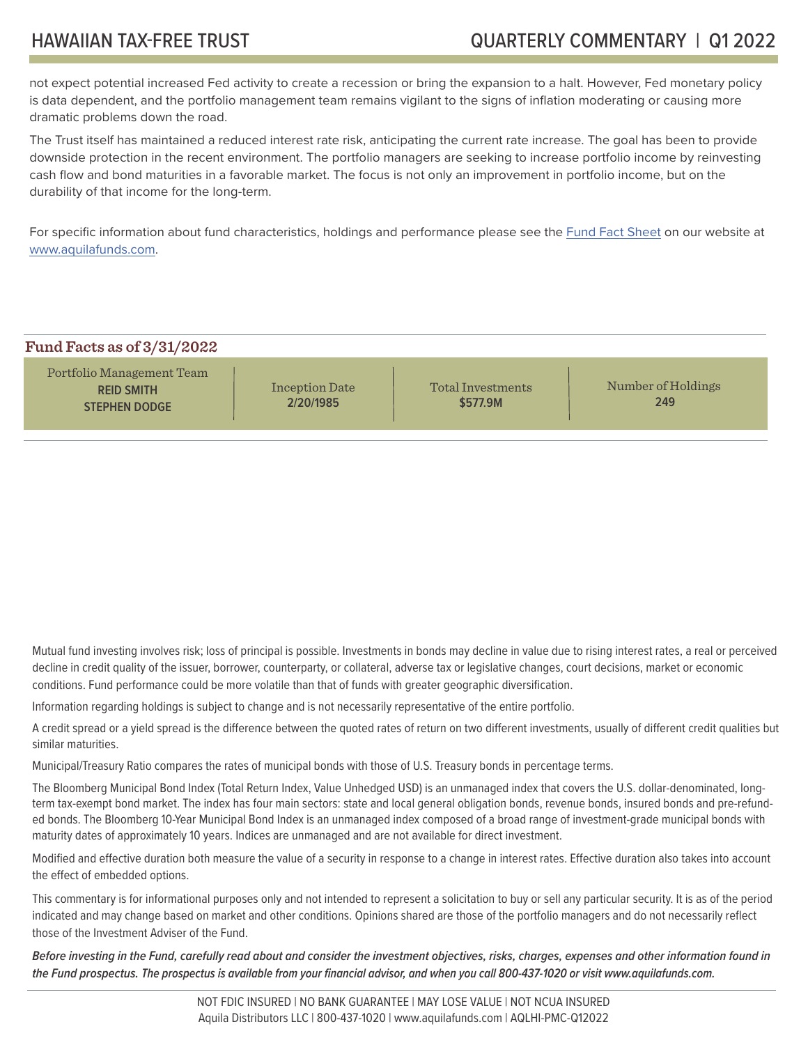not expect potential increased Fed activity to create a recession or bring the expansion to a halt. However, Fed monetary policy is data dependent, and the portfolio management team remains vigilant to the signs of inflation moderating or causing more dramatic problems down the road.

The Trust itself has maintained a reduced interest rate risk, anticipating the current rate increase. The goal has been to provide downside protection in the recent environment. The portfolio managers are seeking to increase portfolio income by reinvesting cash flow and bond maturities in a favorable market. The focus is not only an improvement in portfolio income, but on the durability of that income for the long-term.

For specific information about fund characteristics, holdings and performance please see the Fund Fact Sheet on our website at www.aquilafunds.com.

## Fund Facts as of 3/31/2022

| Portfolio Management Team | Inception Date | Total Investments | Number of Holdings |
|---|---|---|---|
| **REID SMITH**<br>**STEPHEN DODGE** | **2/20/1985** | **$577.9M** | **249** |

Mutual fund investing involves risk; loss of principal is possible. Investments in bonds may decline in value due to rising interest rates, a real or perceived decline in credit quality of the issuer, borrower, counterparty, or collateral, adverse tax or legislative changes, court decisions, market or economic conditions. Fund performance could be more volatile than that of funds with greater geographic diversification.

Information regarding holdings is subject to change and is not necessarily representative of the entire portfolio.

A credit spread or a yield spread is the difference between the quoted rates of return on two different investments, usually of different credit qualities but similar maturities.

Municipal/Treasury Ratio compares the rates of municipal bonds with those of U.S. Treasury bonds in percentage terms.

The Bloomberg Municipal Bond Index (Total Return Index, Value Unhedged USD) is an unmanaged index that covers the U.S. dollar-denominated, long-term tax-exempt bond market. The index has four main sectors: state and local general obligation bonds, revenue bonds, insured bonds and pre-refunded bonds. The Bloomberg 10-Year Municipal Bond Index is an unmanaged index composed of a broad range of investment-grade municipal bonds with maturity dates of approximately 10 years. Indices are unmanaged and are not available for direct investment.

Modified and effective duration both measure the value of a security in response to a change in interest rates. Effective duration also takes into account the effect of embedded options.

This commentary is for informational purposes only and not intended to represent a solicitation to buy or sell any particular security. It is as of the period indicated and may change based on market and other conditions. Opinions shared are those of the portfolio managers and do not necessarily reflect those of the Investment Adviser of the Fund.

***Before investing in the Fund, carefully read about and consider the investment objectives, risks, charges, expenses and other information found in the Fund prospectus. The prospectus is available from your financial advisor, and when you call 800-437-1020 or visit www.aquilafunds.com.***

NOT FDIC INSURED | NO BANK GUARANTEE | MAY LOSE VALUE | NOT NCUA INSURED

Aquila Distributors LLC | 800-437-1020 | www.aquilafunds.com | AQLHI-PMC-Q12022